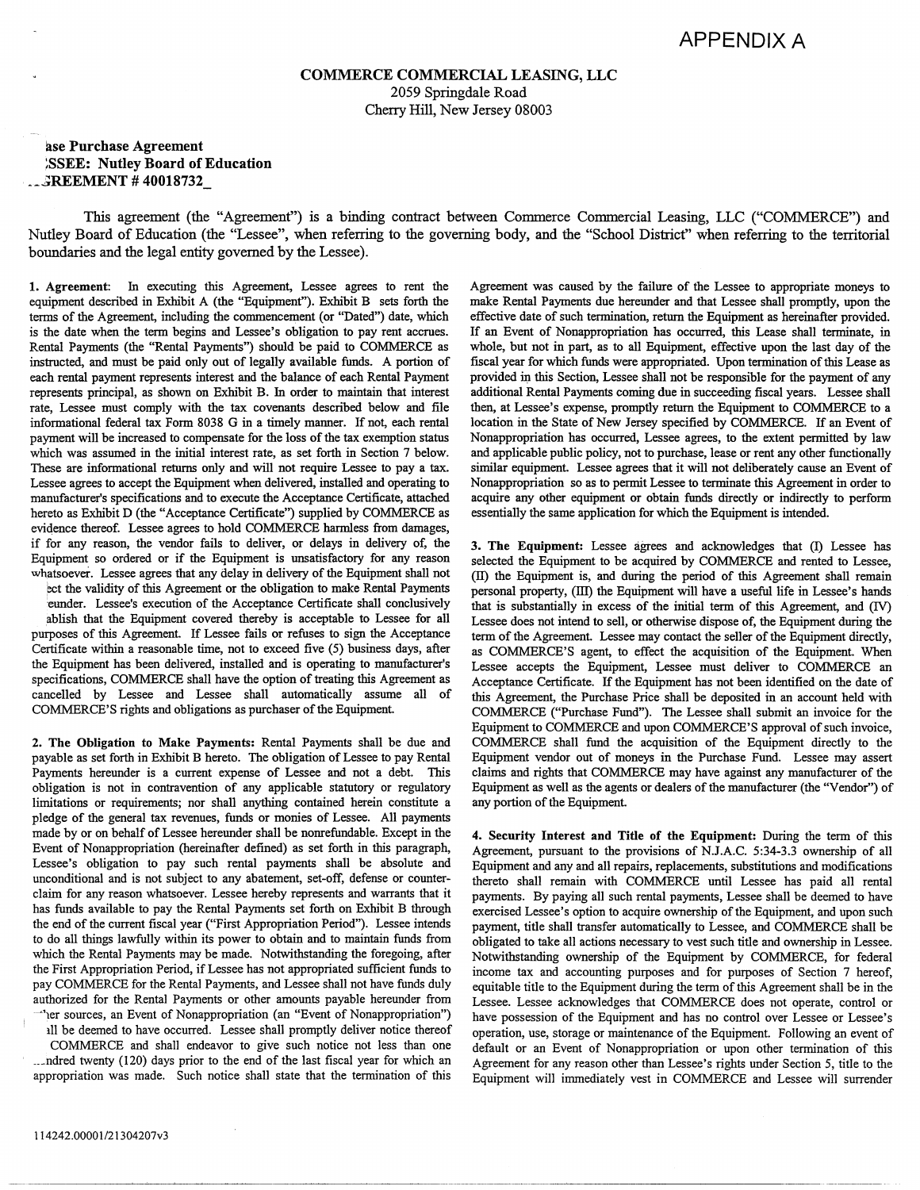# APPENDIX A

**COMMERCE COMMERCIAL LEASING, LLC**
2059 Springdale Road
Cherry Hill, New Jersey 08003

**ase Purchase Agreement**
**;SSEE: Nutley Board of Education**
**..GREEMENT # 40018732_**

This agreement (the "Agreement") is a binding contract between Commerce Commercial Leasing, LLC ("COMMERCE") and Nutley Board of Education (the "Lessee", when referring to the governing body, and the "School District" when referring to the territorial boundaries and the legal entity governed by the Lessee).

**1. Agreement**: In executing this Agreement, Lessee agrees to rent the equipment described in Exhibit A (the "Equipment"). Exhibit B sets forth the terms of the Agreement, including the commencement (or "Dated") date, which is the date when the term begins and Lessee's obligation to pay rent accrues. Rental Payments (the "Rental Payments") should be paid to COMMERCE as instructed, and must be paid only out of legally available funds. A portion of each rental payment represents interest and the balance of each Rental Payment represents principal, as shown on Exhibit B. In order to maintain that interest rate, Lessee must comply with the tax covenants described below and file informational federal tax Form 8038 G in a timely manner. If not, each rental payment will be increased to compensate for the loss of the tax exemption status which was assumed in the initial interest rate, as set forth in Section 7 below. These are informational returns only and will not require Lessee to pay a tax. Lessee agrees to accept the Equipment when delivered, installed and operating to manufacturer's specifications and to execute the Acceptance Certificate, attached hereto as Exhibit D (the "Acceptance Certificate") supplied by COMMERCE as evidence thereof. Lessee agrees to hold COMMERCE harmless from damages, if for any reason, the vendor fails to deliver, or delays in delivery of, the Equipment so ordered or if the Equipment is unsatisfactory for any reason whatsoever. Lessee agrees that any delay in delivery of the Equipment shall not ect the validity of this Agreement or the obligation to make Rental Payments eunder. Lessee's execution of the Acceptance Certificate shall conclusively ablish that the Equipment covered thereby is acceptable to Lessee for all purposes of this Agreement. If Lessee fails or refuses to sign the Acceptance Certificate within a reasonable time, not to exceed five (5) business days, after the Equipment has been delivered, installed and is operating to manufacturer's specifications, COMMERCE shall have the option of treating this Agreement as cancelled by Lessee and Lessee shall automatically assume all of COMMERCE'S rights and obligations as purchaser of the Equipment.

**2. The Obligation to Make Payments:** Rental Payments shall be due and payable as set forth in Exhibit B hereto. The obligation of Lessee to pay Rental Payments hereunder is a current expense of Lessee and not a debt. This obligation is not in contravention of any applicable statutory or regulatory limitations or requirements; nor shall anything contained herein constitute a pledge of the general tax revenues, funds or monies of Lessee. All payments made by or on behalf of Lessee hereunder shall be nonrefundable. Except in the Event of Nonappropriation (hereinafter defined) as set forth in this paragraph, Lessee's obligation to pay such rental payments shall be absolute and unconditional and is not subject to any abatement, set-off, defense or counter-claim for any reason whatsoever. Lessee hereby represents and warrants that it has funds available to pay the Rental Payments set forth on Exhibit B through the end of the current fiscal year ("First Appropriation Period"). Lessee intends to do all things lawfully within its power to obtain and to maintain funds from which the Rental Payments may be made. Notwithstanding the foregoing, after the First Appropriation Period, if Lessee has not appropriated sufficient funds to pay COMMERCE for the Rental Payments, and Lessee shall not have funds duly authorized for the Rental Payments or other amounts payable hereunder from ..ner sources, an Event of Nonappropriation (an "Event of Nonappropriation") ıll be deemed to have occurred. Lessee shall promptly deliver notice thereof COMMERCE and shall endeavor to give such notice not less than one ..ndred twenty (120) days prior to the end of the last fiscal year for which an appropriation was made. Such notice shall state that the termination of this Agreement was caused by the failure of the Lessee to appropriate moneys to make Rental Payments due hereunder and that Lessee shall promptly, upon the effective date of such termination, return the Equipment as hereinafter provided. If an Event of Nonappropriation has occurred, this Lease shall terminate, in whole, but not in part, as to all Equipment, effective upon the last day of the fiscal year for which funds were appropriated. Upon termination of this Lease as provided in this Section, Lessee shall not be responsible for the payment of any additional Rental Payments coming due in succeeding fiscal years. Lessee shall then, at Lessee's expense, promptly return the Equipment to COMMERCE to a location in the State of New Jersey specified by COMMERCE. If an Event of Nonappropriation has occurred, Lessee agrees, to the extent permitted by law and applicable public policy, not to purchase, lease or rent any other functionally similar equipment. Lessee agrees that it will not deliberately cause an Event of Nonappropriation so as to permit Lessee to terminate this Agreement in order to acquire any other equipment or obtain funds directly or indirectly to perform essentially the same application for which the Equipment is intended.

**3. The Equipment:** Lessee agrees and acknowledges that (I) Lessee has selected the Equipment to be acquired by COMMERCE and rented to Lessee, (II) the Equipment is, and during the period of this Agreement shall remain personal property, (III) the Equipment will have a useful life in Lessee's hands that is substantially in excess of the initial term of this Agreement, and (IV) Lessee does not intend to sell, or otherwise dispose of, the Equipment during the term of the Agreement. Lessee may contact the seller of the Equipment directly, as COMMERCE'S agent, to effect the acquisition of the Equipment. When Lessee accepts the Equipment, Lessee must deliver to COMMERCE an Acceptance Certificate. If the Equipment has not been identified on the date of this Agreement, the Purchase Price shall be deposited in an account held with COMMERCE ("Purchase Fund"). The Lessee shall submit an invoice for the Equipment to COMMERCE and upon COMMERCE'S approval of such invoice, COMMERCE shall fund the acquisition of the Equipment directly to the Equipment vendor out of moneys in the Purchase Fund. Lessee may assert claims and rights that COMMERCE may have against any manufacturer of the Equipment as well as the agents or dealers of the manufacturer (the "Vendor") of any portion of the Equipment.

**4. Security Interest and Title of the Equipment:** During the term of this Agreement, pursuant to the provisions of N.J.A.C. 5:34-3.3 ownership of all Equipment and any and all repairs, replacements, substitutions and modifications thereto shall remain with COMMERCE until Lessee has paid all rental payments. By paying all such rental payments, Lessee shall be deemed to have exercised Lessee's option to acquire ownership of the Equipment, and upon such payment, title shall transfer automatically to Lessee, and COMMERCE shall be obligated to take all actions necessary to vest such title and ownership in Lessee. Notwithstanding ownership of the Equipment by COMMERCE, for federal income tax and accounting purposes and for purposes of Section 7 hereof, equitable title to the Equipment during the term of this Agreement shall be in the Lessee. Lessee acknowledges that COMMERCE does not operate, control or have possession of the Equipment and has no control over Lessee or Lessee's operation, use, storage or maintenance of the Equipment. Following an event of default or an Event of Nonappropriation or upon other termination of this Agreement for any reason other than Lessee's rights under Section 5, title to the Equipment will immediately vest in COMMERCE and Lessee will surrender

114242.00001/21304207v3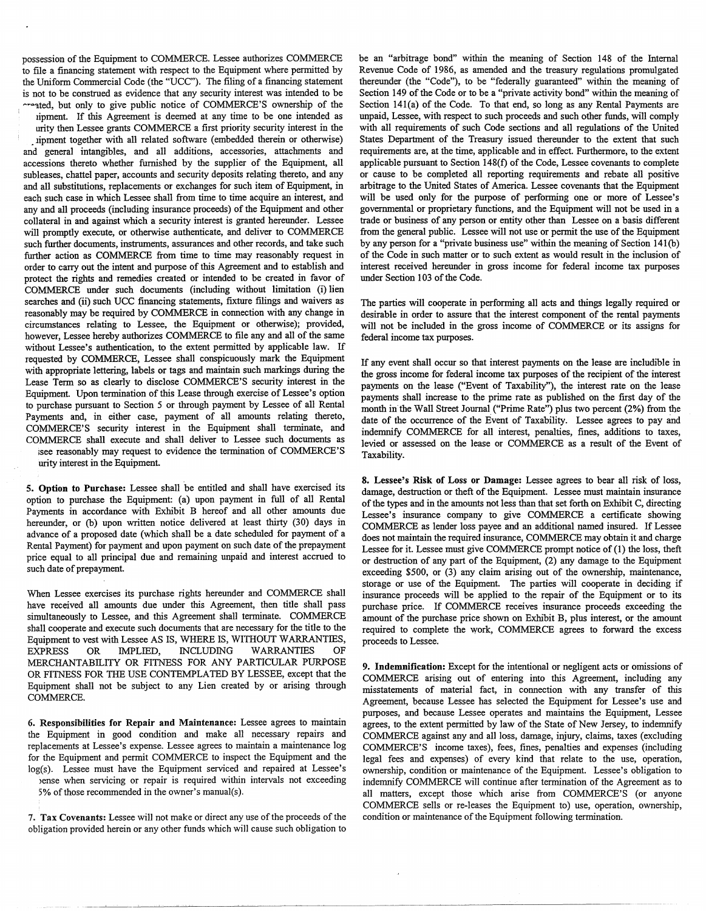possession of the Equipment to COMMERCE. Lessee authorizes COMMERCE to file a financing statement with respect to the Equipment where permitted by the Uniform Commercial Code (the "UCC"). The filing of a financing statement is not to be construed as evidence that any security interest was intended to be created, but only to give public notice of COMMERCE'S ownership of the Equipment. If this Agreement is deemed at any time to be one intended as security then Lessee grants COMMERCE a first priority security interest in the Equipment together with all related software (embedded therein or otherwise) and general intangibles, and all additions, accessories, attachments and accessions thereto whether furnished by the supplier of the Equipment, all subleases, chattel paper, accounts and security deposits relating thereto, and any and all substitutions, replacements or exchanges for such item of Equipment, in each such case in which Lessee shall from time to time acquire an interest, and any and all proceeds (including insurance proceeds) of the Equipment and other collateral in and against which a security interest is granted hereunder. Lessee will promptly execute, or otherwise authenticate, and deliver to COMMERCE such further documents, instruments, assurances and other records, and take such further action as COMMERCE from time to time may reasonably request in order to carry out the intent and purpose of this Agreement and to establish and protect the rights and remedies created or intended to be created in favor of COMMERCE under such documents (including without limitation (i) lien searches and (ii) such UCC financing statements, fixture filings and waivers as reasonably may be required by COMMERCE in connection with any change in circumstances relating to Lessee, the Equipment or otherwise); provided, however, Lessee hereby authorizes COMMERCE to file any and all of the same without Lessee's authentication, to the extent permitted by applicable law. If requested by COMMERCE, Lessee shall conspicuously mark the Equipment with appropriate lettering, labels or tags and maintain such markings during the Lease Term so as clearly to disclose COMMERCE'S security interest in the Equipment. Upon termination of this Lease through exercise of Lessee's option to purchase pursuant to Section 5 or through payment by Lessee of all Rental Payments and, in either case, payment of all amounts relating thereto, COMMERCE'S security interest in the Equipment shall terminate, and COMMERCE shall execute and shall deliver to Lessee such documents as Lessee reasonably may request to evidence the termination of COMMERCE'S security interest in the Equipment.

**5. Option to Purchase:** Lessee shall be entitled and shall have exercised its option to purchase the Equipment: (a) upon payment in full of all Rental Payments in accordance with Exhibit B hereof and all other amounts due hereunder, or (b) upon written notice delivered at least thirty (30) days in advance of a proposed date (which shall be a date scheduled for payment of a Rental Payment) for payment and upon payment on such date of the prepayment price equal to all principal due and remaining unpaid and interest accrued to such date of prepayment.

When Lessee exercises its purchase rights hereunder and COMMERCE shall have received all amounts due under this Agreement, then title shall pass simultaneously to Lessee, and this Agreement shall terminate. COMMERCE shall cooperate and execute such documents that are necessary for the title to the Equipment to vest with Lessee AS IS, WHERE IS, WITHOUT WARRANTIES, EXPRESS OR IMPLIED, INCLUDING WARRANTIES OF MERCHANTABILITY OR FITNESS FOR ANY PARTICULAR PURPOSE OR FITNESS FOR THE USE CONTEMPLATED BY LESSEE, except that the Equipment shall not be subject to any Lien created by or arising through COMMERCE.

**6. Responsibilities for Repair and Maintenance:** Lessee agrees to maintain the Equipment in good condition and make all necessary repairs and replacements at Lessee's expense. Lessee agrees to maintain a maintenance log for the Equipment and permit COMMERCE to inspect the Equipment and the log(s). Lessee must have the Equipment serviced and repaired at Lessee's expense when servicing or repair is required within intervals not exceeding 5% of those recommended in the owner's manual(s).

**7. Tax Covenants:** Lessee will not make or direct any use of the proceeds of the obligation provided herein or any other funds which will cause such obligation to be an "arbitrage bond" within the meaning of Section 148 of the Internal Revenue Code of 1986, as amended and the treasury regulations promulgated thereunder (the "Code"), to be "federally guaranteed" within the meaning of Section 149 of the Code or to be a "private activity bond" within the meaning of Section 141(a) of the Code. To that end, so long as any Rental Payments are unpaid, Lessee, with respect to such proceeds and such other funds, will comply with all requirements of such Code sections and all regulations of the United States Department of the Treasury issued thereunder to the extent that such requirements are, at the time, applicable and in effect. Furthermore, to the extent applicable pursuant to Section 148(f) of the Code, Lessee covenants to complete or cause to be completed all reporting requirements and rebate all positive arbitrage to the United States of America. Lessee covenants that the Equipment will be used only for the purpose of performing one or more of Lessee's governmental or proprietary functions, and the Equipment will not be used in a trade or business of any person or entity other than Lessee on a basis different from the general public. Lessee will not use or permit the use of the Equipment by any person for a "private business use" within the meaning of Section 141(b) of the Code in such matter or to such extent as would result in the inclusion of interest received hereunder in gross income for federal income tax purposes under Section 103 of the Code.

The parties will cooperate in performing all acts and things legally required or desirable in order to assure that the interest component of the rental payments will not be included in the gross income of COMMERCE or its assigns for federal income tax purposes.

If any event shall occur so that interest payments on the lease are includible in the gross income for federal income tax purposes of the recipient of the interest payments on the lease ("Event of Taxability"), the interest rate on the lease payments shall increase to the prime rate as published on the first day of the month in the Wall Street Journal ("Prime Rate") plus two percent (2%) from the date of the occurrence of the Event of Taxability. Lessee agrees to pay and indemnify COMMERCE for all interest, penalties, fines, additions to taxes, levied or assessed on the lease or COMMERCE as a result of the Event of Taxability.

**8. Lessee's Risk of Loss or Damage:** Lessee agrees to bear all risk of loss, damage, destruction or theft of the Equipment. Lessee must maintain insurance of the types and in the amounts not less than that set forth on Exhibit C, directing Lessee's insurance company to give COMMERCE a certificate showing COMMERCE as lender loss payee and an additional named insured. If Lessee does not maintain the required insurance, COMMERCE may obtain it and charge Lessee for it. Lessee must give COMMERCE prompt notice of (1) the loss, theft or destruction of any part of the Equipment, (2) any damage to the Equipment exceeding $500, or (3) any claim arising out of the ownership, maintenance, storage or use of the Equipment. The parties will cooperate in deciding if insurance proceeds will be applied to the repair of the Equipment or to its purchase price. If COMMERCE receives insurance proceeds exceeding the amount of the purchase price shown on Exhibit B, plus interest, or the amount required to complete the work, COMMERCE agrees to forward the excess proceeds to Lessee.

**9. Indemnification:** Except for the intentional or negligent acts or omissions of COMMERCE arising out of entering into this Agreement, including any misstatements of material fact, in connection with any transfer of this Agreement, because Lessee has selected the Equipment for Lessee's use and purposes, and because Lessee operates and maintains the Equipment, Lessee agrees, to the extent permitted by law of the State of New Jersey, to indemnify COMMERCE against any and all loss, damage, injury, claims, taxes (excluding COMMERCE'S income taxes), fees, fines, penalties and expenses (including legal fees and expenses) of every kind that relate to the use, operation, ownership, condition or maintenance of the Equipment. Lessee's obligation to indemnify COMMERCE will continue after termination of the Agreement as to all matters, except those which arise from COMMERCE'S (or anyone COMMERCE sells or re-leases the Equipment to) use, operation, ownership, condition or maintenance of the Equipment following termination.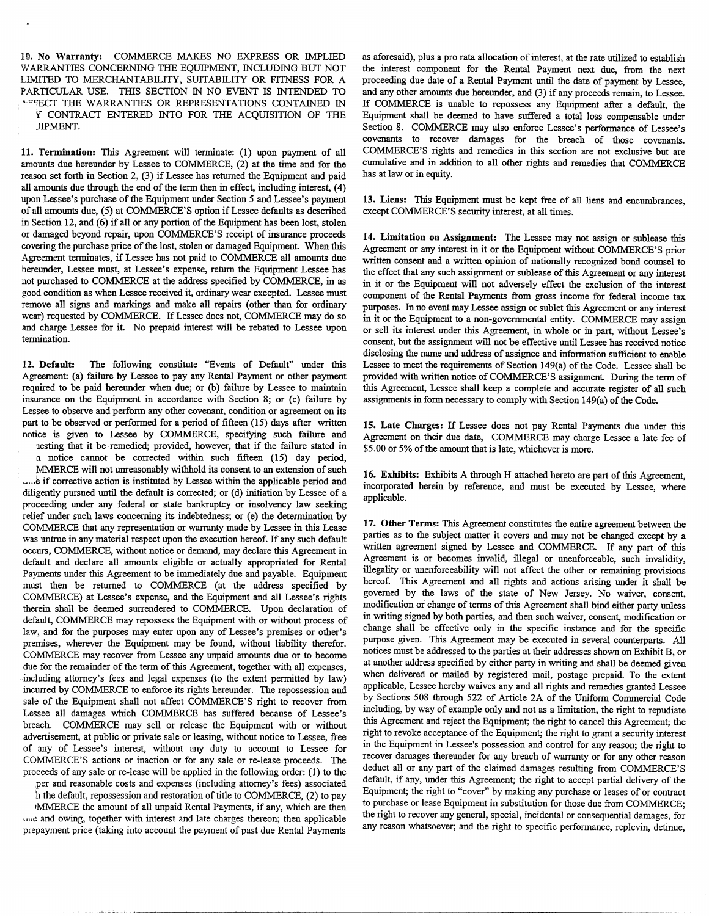**10. No Warranty:** COMMERCE MAKES NO EXPRESS OR IMPLIED WARRANTIES CONCERNING THE EQUIPMENT, INCLUDING BUT NOT LIMITED TO MERCHANTABILITY, SUITABILITY OR FITNESS FOR A PARTICULAR USE. THIS SECTION IN NO EVENT IS INTENDED TO AFFECT THE WARRANTIES OR REPRESENTATIONS CONTAINED IN ANY CONTRACT ENTERED INTO FOR THE ACQUISITION OF THE EQUIPMENT.

**11. Termination:** This Agreement will terminate: (1) upon payment of all amounts due hereunder by Lessee to COMMERCE, (2) at the time and for the reason set forth in Section 2, (3) if Lessee has returned the Equipment and paid all amounts due through the end of the term then in effect, including interest, (4) upon Lessee's purchase of the Equipment under Section 5 and Lessee's payment of all amounts due, (5) at COMMERCE'S option if Lessee defaults as described in Section 12, and (6) if all or any portion of the Equipment has been lost, stolen or damaged beyond repair, upon COMMERCE'S receipt of insurance proceeds covering the purchase price of the lost, stolen or damaged Equipment. When this Agreement terminates, if Lessee has not paid to COMMERCE all amounts due hereunder, Lessee must, at Lessee's expense, return the Equipment Lessee has not purchased to COMMERCE at the address specified by COMMERCE, in as good condition as when Lessee received it, ordinary wear excepted. Lessee must remove all signs and markings and make all repairs (other than for ordinary wear) requested by COMMERCE. If Lessee does not, COMMERCE may do so and charge Lessee for it. No prepaid interest will be rebated to Lessee upon termination.

**12. Default:** The following constitute "Events of Default" under this Agreement: (a) failure by Lessee to pay any Rental Payment or other payment required to be paid hereunder when due; or (b) failure by Lessee to maintain insurance on the Equipment in accordance with Section 8; or (c) failure by Lessee to observe and perform any other covenant, condition or agreement on its part to be observed or performed for a period of fifteen (15) days after written notice is given to Lessee by COMMERCE, specifying such failure and requesting that it be remedied; provided, however, that if the failure stated in such notice cannot be corrected within such fifteen (15) day period, COMMERCE will not unreasonably withhold its consent to an extension of such time if corrective action is instituted by Lessee within the applicable period and diligently pursued until the default is corrected; or (d) initiation by Lessee of a proceeding under any federal or state bankruptcy or insolvency law seeking relief under such laws concerning its indebtedness; or (e) the determination by COMMERCE that any representation or warranty made by Lessee in this Lease was untrue in any material respect upon the execution hereof. If any such default occurs, COMMERCE, without notice or demand, may declare this Agreement in default and declare all amounts eligible or actually appropriated for Rental Payments under this Agreement to be immediately due and payable. Equipment must then be returned to COMMERCE (at the address specified by COMMERCE) at Lessee's expense, and the Equipment and all Lessee's rights therein shall be deemed surrendered to COMMERCE. Upon declaration of default, COMMERCE may repossess the Equipment with or without process of law, and for the purposes may enter upon any of Lessee's premises or other's premises, wherever the Equipment may be found, without liability therefor. COMMERCE may recover from Lessee any unpaid amounts due or to become due for the remainder of the term of this Agreement, together with all expenses, including attorney's fees and legal expenses (to the extent permitted by law) incurred by COMMERCE to enforce its rights hereunder. The repossession and sale of the Equipment shall not affect COMMERCE'S right to recover from Lessee all damages which COMMERCE has suffered because of Lessee's breach. COMMERCE may sell or release the Equipment with or without advertisement, at public or private sale or leasing, without notice to Lessee, free of any of Lessee's interest, without any duty to account to Lessee for COMMERCE'S actions or inaction or for any sale or re-lease proceeds. The proceeds of any sale or re-lease will be applied in the following order: (1) to the proper and reasonable costs and expenses (including attorney's fees) associated with the default, repossession and restoration of title to COMMERCE, (2) to pay COMMERCE the amount of all unpaid Rental Payments, if any, which are then due and owing, together with interest and late charges thereon; then applicable prepayment price (taking into account the payment of past due Rental Payments as aforesaid), plus a pro rata allocation of interest, at the rate utilized to establish the interest component for the Rental Payment next due, from the next proceeding due date of a Rental Payment until the date of payment by Lessee, and any other amounts due hereunder, and (3) if any proceeds remain, to Lessee. If COMMERCE is unable to repossess any Equipment after a default, the Equipment shall be deemed to have suffered a total loss compensable under Section 8. COMMERCE may also enforce Lessee's performance of Lessee's covenants to recover damages for the breach of those covenants. COMMERCE'S rights and remedies in this section are not exclusive but are cumulative and in addition to all other rights and remedies that COMMERCE has at law or in equity.

**13. Liens:** This Equipment must be kept free of all liens and encumbrances, except COMMERCE'S security interest, at all times.

**14. Limitation on Assignment:** The Lessee may not assign or sublease this Agreement or any interest in it or the Equipment without COMMERCE'S prior written consent and a written opinion of nationally recognized bond counsel to the effect that any such assignment or sublease of this Agreement or any interest in it or the Equipment will not adversely effect the exclusion of the interest component of the Rental Payments from gross income for federal income tax purposes. In no event may Lessee assign or sublet this Agreement or any interest in it or the Equipment to a non-governmental entity. COMMERCE may assign or sell its interest under this Agreement, in whole or in part, without Lessee's consent, but the assignment will not be effective until Lessee has received notice disclosing the name and address of assignee and information sufficient to enable Lessee to meet the requirements of Section 149(a) of the Code. Lessee shall be provided with written notice of COMMERCE'S assignment. During the term of this Agreement, Lessee shall keep a complete and accurate register of all such assignments in form necessary to comply with Section 149(a) of the Code.

**15. Late Charges:** If Lessee does not pay Rental Payments due under this Agreement on their due date, COMMERCE may charge Lessee a late fee of $5.00 or 5% of the amount that is late, whichever is more.

**16. Exhibits:** Exhibits A through H attached hereto are part of this Agreement, incorporated herein by reference, and must be executed by Lessee, where applicable.

**17. Other Terms:** This Agreement constitutes the entire agreement between the parties as to the subject matter it covers and may not be changed except by a written agreement signed by Lessee and COMMERCE. If any part of this Agreement is or becomes invalid, illegal or unenforceable, such invalidity, illegality or unenforceability will not affect the other or remaining provisions hereof. This Agreement and all rights and actions arising under it shall be governed by the laws of the state of New Jersey. No waiver, consent, modification or change of terms of this Agreement shall bind either party unless in writing signed by both parties, and then such waiver, consent, modification or change shall be effective only in the specific instance and for the specific purpose given. This Agreement may be executed in several counterparts. All notices must be addressed to the parties at their addresses shown on Exhibit B, or at another address specified by either party in writing and shall be deemed given when delivered or mailed by registered mail, postage prepaid. To the extent applicable, Lessee hereby waives any and all rights and remedies granted Lessee by Sections 508 through 522 of Article 2A of the Uniform Commercial Code including, by way of example only and not as a limitation, the right to repudiate this Agreement and reject the Equipment; the right to cancel this Agreement; the right to revoke acceptance of the Equipment; the right to grant a security interest in the Equipment in Lessee's possession and control for any reason; the right to recover damages thereunder for any breach of warranty or for any other reason deduct all or any part of the claimed damages resulting from COMMERCE'S default, if any, under this Agreement; the right to accept partial delivery of the Equipment; the right to "cover" by making any purchase or leases of or contract to purchase or lease Equipment in substitution for those due from COMMERCE; the right to recover any general, special, incidental or consequential damages, for any reason whatsoever; and the right to specific performance, replevin, detinue,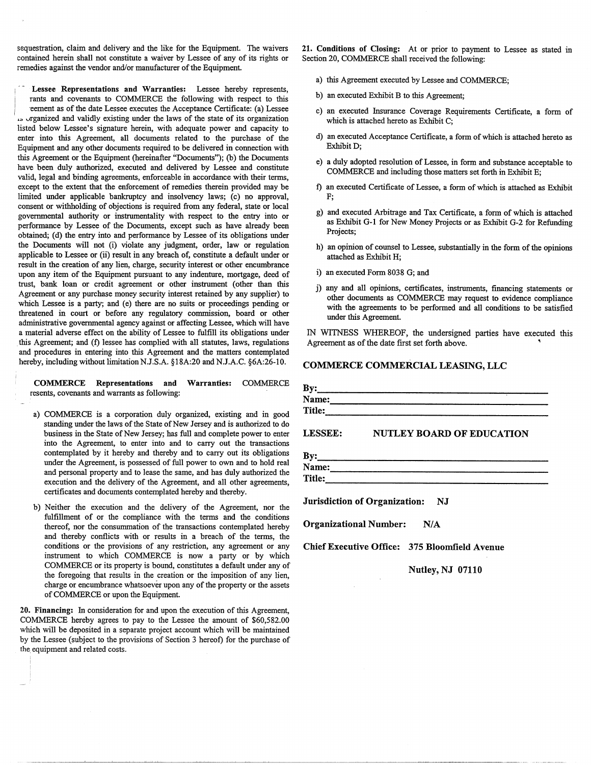sequestration, claim and delivery and the like for the Equipment. The waivers contained herein shall not constitute a waiver by Lessee of any of its rights or remedies against the vendor and/or manufacturer of the Equipment.

**Lessee Representations and Warranties:** Lessee hereby represents, rants and covenants to COMMERCE the following with respect to this eement as of the date Lessee executes the Acceptance Certificate: (a) Lessee is organized and validly existing under the laws of the state of its organization listed below Lessee's signature herein, with adequate power and capacity to enter into this Agreement, all documents related to the purchase of the Equipment and any other documents required to be delivered in connection with this Agreement or the Equipment (hereinafter "Documents"); (b) the Documents have been duly authorized, executed and delivered by Lessee and constitute valid, legal and binding agreements, enforceable in accordance with their terms, except to the extent that the enforcement of remedies therein provided may be limited under applicable bankruptcy and insolvency laws; (c) no approval, consent or withholding of objections is required from any federal, state or local governmental authority or instrumentality with respect to the entry into or performance by Lessee of the Documents, except such as have already been obtained; (d) the entry into and performance by Lessee of its obligations under the Documents will not (i) violate any judgment, order, law or regulation applicable to Lessee or (ii) result in any breach of, constitute a default under or result in the creation of any lien, charge, security interest or other encumbrance upon any item of the Equipment pursuant to any indenture, mortgage, deed of trust, bank loan or credit agreement or other instrument (other than this Agreement or any purchase money security interest retained by any supplier) to which Lessee is a party; and (e) there are no suits or proceedings pending or threatened in court or before any regulatory commission, board or other administrative governmental agency against or affecting Lessee, which will have a material adverse effect on the ability of Lessee to fulfill its obligations under this Agreement; and (f) lessee has complied with all statutes, laws, regulations and procedures in entering into this Agreement and the matters contemplated hereby, including without limitation N.J.S.A. §18A:20 and N.J.A.C. §6A:26-10.

**COMMERCE Representations and Warranties:** COMMERCE resents, covenants and warrants as following:

a) COMMERCE is a corporation duly organized, existing and in good standing under the laws of the State of New Jersey and is authorized to do business in the State of New Jersey; has full and complete power to enter into the Agreement, to enter into and to carry out the transactions contemplated by it hereby and thereby and to carry out its obligations under the Agreement, is possessed of full power to own and to hold real and personal property and to lease the same, and has duly authorized the execution and the delivery of the Agreement, and all other agreements, certificates and documents contemplated hereby and thereby.

b) Neither the execution and the delivery of the Agreement, nor the fulfillment of or the compliance with the terms and the conditions thereof, nor the consummation of the transactions contemplated hereby and thereby conflicts with or results in a breach of the terms, the conditions or the provisions of any restriction, any agreement or any instrument to which COMMERCE is now a party or by which COMMERCE or its property is bound, constitutes a default under any of the foregoing that results in the creation or the imposition of any lien, charge or encumbrance whatsoever upon any of the property or the assets of COMMERCE or upon the Equipment.

**20. Financing:** In consideration for and upon the execution of this Agreement, COMMERCE hereby agrees to pay to the Lessee the amount of $60,582.00 which will be deposited in a separate project account which will be maintained by the Lessee (subject to the provisions of Section 3 hereof) for the purchase of the equipment and related costs.

**21. Conditions of Closing:** At or prior to payment to Lessee as stated in Section 20, COMMERCE shall received the following:

a) this Agreement executed by Lessee and COMMERCE;

b) an executed Exhibit B to this Agreement;

c) an executed Insurance Coverage Requirements Certificate, a form of which is attached hereto as Exhibit C;

d) an executed Acceptance Certificate, a form of which is attached hereto as Exhibit D;

e) a duly adopted resolution of Lessee, in form and substance acceptable to COMMERCE and including those matters set forth in Exhibit E;

f) an executed Certificate of Lessee, a form of which is attached as Exhibit F;

g) and executed Arbitrage and Tax Certificate, a form of which is attached as Exhibit G-1 for New Money Projects or as Exhibit G-2 for Refunding Projects;

h) an opinion of counsel to Lessee, substantially in the form of the opinions attached as Exhibit H;

i) an executed Form 8038 G; and

j) any and all opinions, certificates, instruments, financing statements or other documents as COMMERCE may request to evidence compliance with the agreements to be performed and all conditions to be satisfied under this Agreement.

IN WITNESS WHEREOF, the undersigned parties have executed this Agreement as of the date first set forth above.

**COMMERCE COMMERCIAL LEASING, LLC**

**By:**\_\_\_\_\_\_\_\_\_\_\_\_\_\_\_\_\_\_\_\_\_\_\_\_\_\_\_\_
**Name:**\_\_\_\_\_\_\_\_\_\_\_\_\_\_\_\_\_\_\_\_\_\_\_\_\_\_
**Title:**\_\_\_\_\_\_\_\_\_\_\_\_\_\_\_\_\_\_\_\_\_\_\_\_\_\_\_

**LESSEE: NUTLEY BOARD OF EDUCATION**

**By:**\_\_\_\_\_\_\_\_\_\_\_\_\_\_\_\_\_\_\_\_\_\_\_\_\_\_\_\_
**Name:**\_\_\_\_\_\_\_\_\_\_\_\_\_\_\_\_\_\_\_\_\_\_\_\_\_\_
**Title:**\_\_\_\_\_\_\_\_\_\_\_\_\_\_\_\_\_\_\_\_\_\_\_\_\_\_\_

**Jurisdiction of Organization: NJ**

**Organizational Number: N/A**

**Chief Executive Office: 375 Bloomfield Avenue**

**Nutley, NJ 07110**